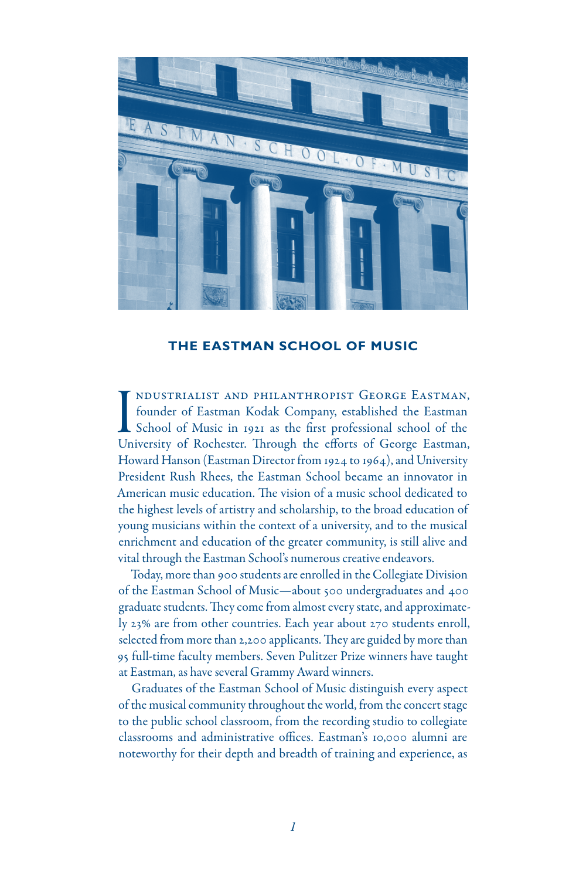## THE EASTMAN SCHOOL OF MUSIC

Industrialist and philanthropist George Eastman, founder of Eastman Kodak Company, established the Eastman School of Music in 1921 as the first professional school of the University of Rochester. Through the efforts of George Eastman, Howard Hanson (Eastman Director from 1924 to 1964), and University President Rush Rhees, the Eastman School became an innovator in American music education. The vision of a music school dedicated to the highest levels of artistry and scholarship, to the broad education of young musicians within the context of a university, and to the musical enrichment and education of the greater community, is still alive and vital through the Eastman School's numerous creative endeavors.

Today, more than 900 students are enrolled in the Collegiate Division of the Eastman School of Music—about 500 undergraduates and 400 graduate students. They come from almost every state, and approximately 23% are from other countries. Each year about 270 students enroll, selected from more than 2,200 applicants. They are guided by more than 95 full-time faculty members. Seven Pulitzer Prize winners have taught at Eastman, as have several Grammy Award winners.

Graduates of the Eastman School of Music distinguish every aspect of the musical community throughout the world, from the concert stage to the public school classroom, from the recording studio to collegiate classrooms and administrative offices. Eastman's 10,000 alumni are noteworthy for their depth and breadth of training and experience, as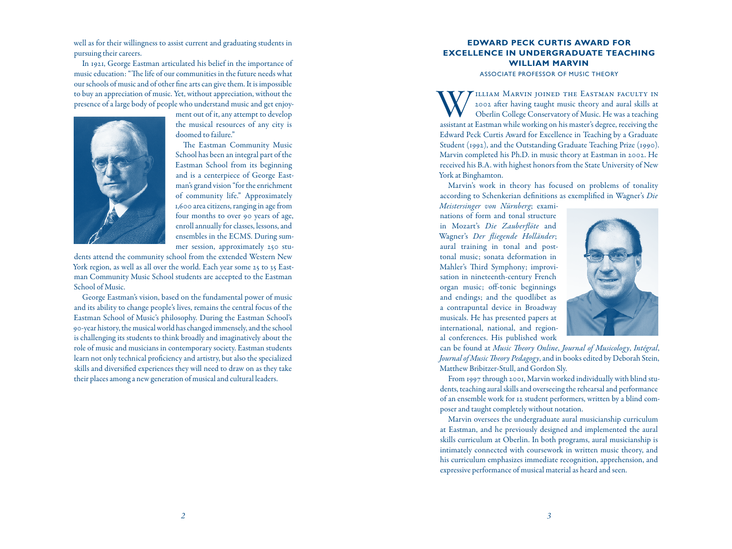well as for their willingness to assist current and graduating students in pursuing their careers.

In 1921, George Eastman articulated his belief in the importance of music education: "The life of our communities in the future needs what our schools of music and of other fine arts can give them. It is impossible to buy an appreciation of music. Yet, without appreciation, without the presence of a large body of people who understand music and get enjoyment out of it, any attempt to develop the musical resources of any city is doomed to failure."

The Eastman Community Music School has been an integral part of the Eastman School from its beginning and is a centerpiece of George Eastman's grand vision "for the enrichment of community life." Approximately 1,600 area citizens, ranging in age from four months to over 90 years of age, enroll annually for classes, lessons, and ensembles in the ECMS. During summer session, approximately 250 students attend the community school from the extended Western New York region, as well as all over the world. Each year some 25 to 35 Eastman Community Music School students are accepted to the Eastman School of Music.

George Eastman's vision, based on the fundamental power of music and its ability to change people's lives, remains the central focus of the Eastman School of Music's philosophy. During the Eastman School's 90-year history, the musical world has changed immensely, and the school is challenging its students to think broadly and imaginatively about the role of music and musicians in contemporary society. Eastman students learn not only technical proficiency and artistry, but also the specialized skills and diversified experiences they will need to draw on as they take their places among a new generation of musical and cultural leaders.

## EDWARD PECK CURTIS AWARD FOR EXCELLENCE IN UNDERGRADUATE TEACHING
## WILLIAM MARVIN

ASSOCIATE PROFESSOR OF MUSIC THEORY

William Marvin joined the Eastman faculty in 2002 after having taught music theory and aural skills at Oberlin College Conservatory of Music. He was a teaching assistant at Eastman while working on his master's degree, receiving the Edward Peck Curtis Award for Excellence in Teaching by a Graduate Student (1992), and the Outstanding Graduate Teaching Prize (1990). Marvin completed his Ph.D. in music theory at Eastman in 2002. He received his B.A. with highest honors from the State University of New York at Binghamton.

Marvin's work in theory has focused on problems of tonality according to Schenkerian definitions as exemplified in Wagner's *Die Meistersinger von Nürnberg*; examinations of form and tonal structure in Mozart's *Die Zauberflöte* and Wagner's *Der fliegende Holländer*; aural training in tonal and post-tonal music; sonata deformation in Mahler's Third Symphony; improvisation in nineteenth-century French organ music; off-tonic beginnings and endings; and the quodlibet as a contrapuntal device in Broadway musicals. He has presented papers at international, national, and regional conferences. His published work can be found at *Music Theory Online*, *Journal of Musicology*, *Intégral*, *Journal of Music Theory Pedagogy*, and in books edited by Deborah Stein, Matthew Bribitzer-Stull, and Gordon Sly.

From 1997 through 2001, Marvin worked individually with blind students, teaching aural skills and overseeing the rehearsal and performance of an ensemble work for 12 student performers, written by a blind composer and taught completely without notation.

Marvin oversees the undergraduate aural musicianship curriculum at Eastman, and he previously designed and implemented the aural skills curriculum at Oberlin. In both programs, aural musicianship is intimately connected with coursework in written music theory, and his curriculum emphasizes immediate recognition, apprehension, and expressive performance of musical material as heard and seen.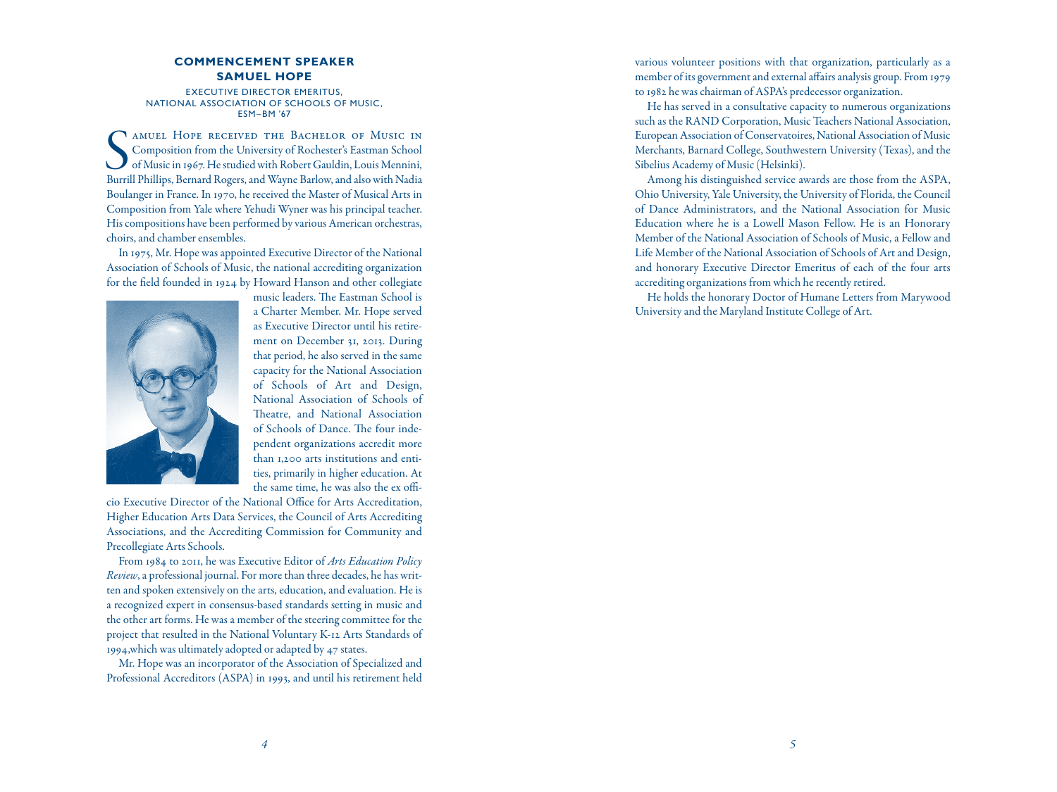## COMMENCEMENT SPEAKER
## SAMUEL HOPE

EXECUTIVE DIRECTOR EMERITUS,
NATIONAL ASSOCIATION OF SCHOOLS OF MUSIC,
ESM–BM '67

Samuel Hope received the Bachelor of Music in Composition from the University of Rochester's Eastman School of Music in 1967. He studied with Robert Gauldin, Louis Mennini, Burrill Phillips, Bernard Rogers, and Wayne Barlow, and also with Nadia Boulanger in France. In 1970, he received the Master of Musical Arts in Composition from Yale where Yehudi Wyner was his principal teacher. His compositions have been performed by various American orchestras, choirs, and chamber ensembles.

In 1975, Mr. Hope was appointed Executive Director of the National Association of Schools of Music, the national accrediting organization for the field founded in 1924 by Howard Hanson and other collegiate music leaders. The Eastman School is a Charter Member. Mr. Hope served as Executive Director until his retirement on December 31, 2013. During that period, he also served in the same capacity for the National Association of Schools of Art and Design, National Association of Schools of Theatre, and National Association of Schools of Dance. The four independent organizations accredit more than 1,200 arts institutions and entities, primarily in higher education. At the same time, he was also the ex officio Executive Director of the National Office for Arts Accreditation, Higher Education Arts Data Services, the Council of Arts Accrediting Associations, and the Accrediting Commission for Community and Precollegiate Arts Schools.

From 1984 to 2011, he was Executive Editor of *Arts Education Policy Review*, a professional journal. For more than three decades, he has written and spoken extensively on the arts, education, and evaluation. He is a recognized expert in consensus-based standards setting in music and the other art forms. He was a member of the steering committee for the project that resulted in the National Voluntary K-12 Arts Standards of 1994,which was ultimately adopted or adapted by 47 states.

Mr. Hope was an incorporator of the Association of Specialized and Professional Accreditors (ASPA) in 1993, and until his retirement held various volunteer positions with that organization, particularly as a member of its government and external affairs analysis group. From 1979 to 1982 he was chairman of ASPA's predecessor organization.

He has served in a consultative capacity to numerous organizations such as the RAND Corporation, Music Teachers National Association, European Association of Conservatoires, National Association of Music Merchants, Barnard College, Southwestern University (Texas), and the Sibelius Academy of Music (Helsinki).

Among his distinguished service awards are those from the ASPA, Ohio University, Yale University, the University of Florida, the Council of Dance Administrators, and the National Association for Music Education where he is a Lowell Mason Fellow. He is an Honorary Member of the National Association of Schools of Music, a Fellow and Life Member of the National Association of Schools of Art and Design, and honorary Executive Director Emeritus of each of the four arts accrediting organizations from which he recently retired.

He holds the honorary Doctor of Humane Letters from Marywood University and the Maryland Institute College of Art.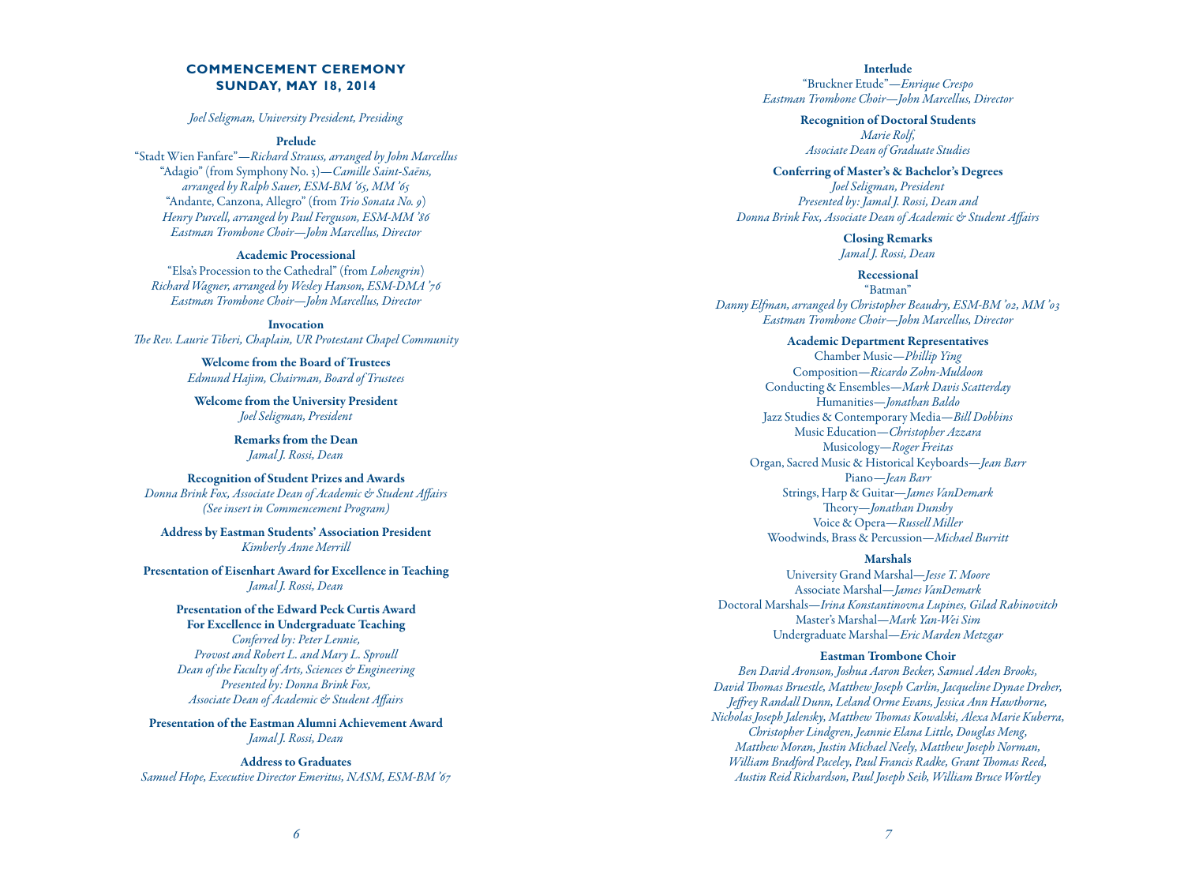## COMMENCEMENT CEREMONY
## SUNDAY, MAY 18, 2014

*Joel Seligman, University President, Presiding*

**Prelude**

"Stadt Wien Fanfare"—*Richard Strauss, arranged by John Marcellus*
"Adagio" (from Symphony No. 3)—*Camille Saint-Saëns, arranged by Ralph Sauer, ESM-BM '65, MM '65*
"Andante, Canzona, Allegro" (from *Trio Sonata No. 9*)
*Henry Purcell, arranged by Paul Ferguson, ESM-MM '86*
*Eastman Trombone Choir—John Marcellus, Director*

**Academic Processional**

"Elsa's Procession to the Cathedral" (from *Lohengrin*)
*Richard Wagner, arranged by Wesley Hanson, ESM-DMA '76*
*Eastman Trombone Choir—John Marcellus, Director*

**Invocation**

*The Rev. Laurie Tiberi, Chaplain, UR Protestant Chapel Community*

**Welcome from the Board of Trustees**

*Edmund Hajim, Chairman, Board of Trustees*

**Welcome from the University President**

*Joel Seligman, President*

**Remarks from the Dean**

*Jamal J. Rossi, Dean*

**Recognition of Student Prizes and Awards**

*Donna Brink Fox, Associate Dean of Academic & Student Affairs*
*(See insert in Commencement Program)*

**Address by Eastman Students' Association President**

*Kimberly Anne Merrill*

**Presentation of Eisenhart Award for Excellence in Teaching**

*Jamal J. Rossi, Dean*

**Presentation of the Edward Peck Curtis Award For Excellence in Undergraduate Teaching**

*Conferred by: Peter Lennie,*
*Provost and Robert L. and Mary L. Sproull*
*Dean of the Faculty of Arts, Sciences & Engineering*
*Presented by: Donna Brink Fox,*
*Associate Dean of Academic & Student Affairs*

**Presentation of the Eastman Alumni Achievement Award**

*Jamal J. Rossi, Dean*

**Address to Graduates**

*Samuel Hope, Executive Director Emeritus, NASM, ESM-BM '67*

**Interlude**

"Bruckner Etude"—*Enrique Crespo*
*Eastman Trombone Choir—John Marcellus, Director*

**Recognition of Doctoral Students**

*Marie Rolf,*
*Associate Dean of Graduate Studies*

**Conferring of Master's & Bachelor's Degrees**

*Joel Seligman, President*
*Presented by: Jamal J. Rossi, Dean and*
*Donna Brink Fox, Associate Dean of Academic & Student Affairs*

**Closing Remarks**

*Jamal J. Rossi, Dean*

**Recessional**

"Batman"
*Danny Elfman, arranged by Christopher Beaudry, ESM-BM '02, MM '03*
*Eastman Trombone Choir—John Marcellus, Director*

**Academic Department Representatives**

Chamber Music—*Phillip Ying*
Composition—*Ricardo Zohn-Muldoon*
Conducting & Ensembles—*Mark Davis Scatterday*
Humanities—*Jonathan Baldo*
Jazz Studies & Contemporary Media—*Bill Dobbins*
Music Education—*Christopher Azzara*
Musicology—*Roger Freitas*
Organ, Sacred Music & Historical Keyboards—*Jean Barr*
Piano—*Jean Barr*
Strings, Harp & Guitar—*James VanDemark*
Theory—*Jonathan Dunsby*
Voice & Opera—*Russell Miller*
Woodwinds, Brass & Percussion—*Michael Burritt*

**Marshals**

University Grand Marshal—*Jesse T. Moore*
Associate Marshal—*James VanDemark*
Doctoral Marshals—*Irina Konstantinovna Lupines, Gilad Rabinovitch*
Master's Marshal—*Mark Yan-Wei Sim*
Undergraduate Marshal—*Eric Marden Metzgar*

**Eastman Trombone Choir**

*Ben David Aronson, Joshua Aaron Becker, Samuel Aden Brooks, David Thomas Bruestle, Matthew Joseph Carlin, Jacqueline Dynae Dreher, Jeffrey Randall Dunn, Leland Orme Evans, Jessica Ann Hawthorne, Nicholas Joseph Jalensky, Matthew Thomas Kowalski, Alexa Marie Kuberra, Christopher Lindgren, Jeannie Elana Little, Douglas Meng, Matthew Moran, Justin Michael Neely, Matthew Joseph Norman, William Bradford Paceley, Paul Francis Radke, Grant Thomas Reed, Austin Reid Richardson, Paul Joseph Seib, William Bruce Wortley*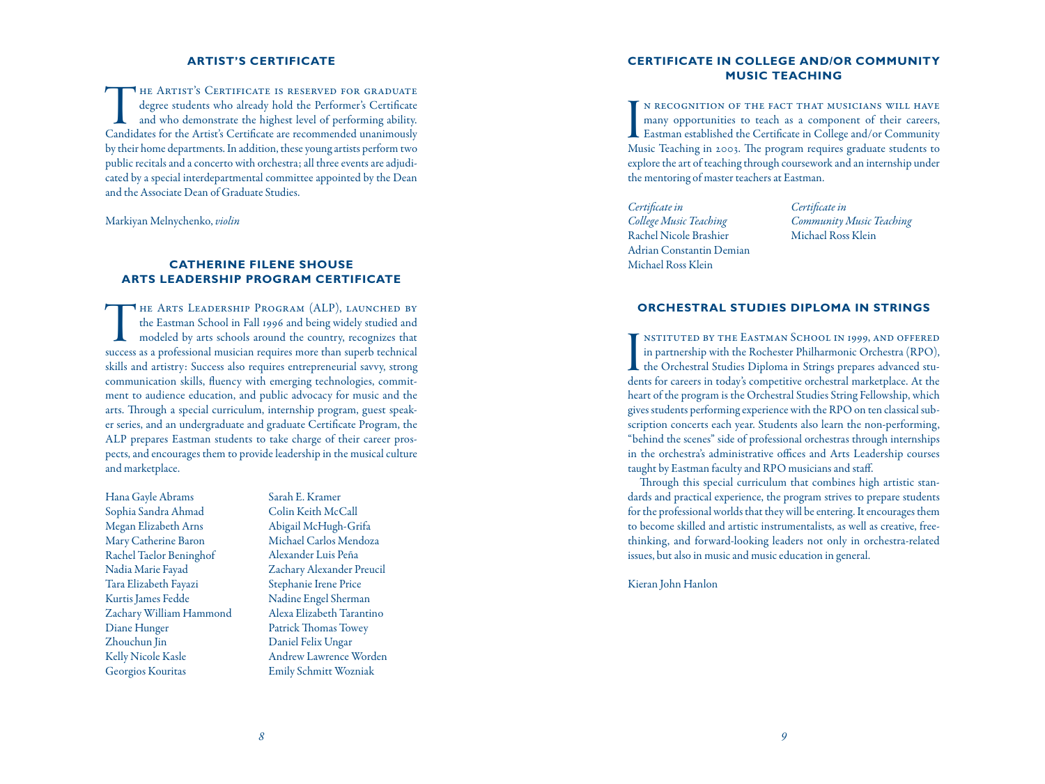## ARTIST'S CERTIFICATE

The Artist's Certificate is reserved for graduate degree students who already hold the Performer's Certificate and who demonstrate the highest level of performing ability. Candidates for the Artist's Certificate are recommended unanimously by their home departments. In addition, these young artists perform two public recitals and a concerto with orchestra; all three events are adjudicated by a special interdepartmental committee appointed by the Dean and the Associate Dean of Graduate Studies.

Markiyan Melnychenko, *violin*

## CATHERINE FILENE SHOUSE ARTS LEADERSHIP PROGRAM CERTIFICATE

The Arts Leadership Program (ALP), launched by the Eastman School in Fall 1996 and being widely studied and modeled by arts schools around the country, recognizes that success as a professional musician requires more than superb technical skills and artistry: Success also requires entrepreneurial savvy, strong communication skills, fluency with emerging technologies, commitment to audience education, and public advocacy for music and the arts. Through a special curriculum, internship program, guest speaker series, and an undergraduate and graduate Certificate Program, the ALP prepares Eastman students to take charge of their career prospects, and encourages them to provide leadership in the musical culture and marketplace.

Hana Gayle Abrams
Sophia Sandra Ahmad
Megan Elizabeth Arns
Mary Catherine Baron
Rachel Taelor Beninghof
Nadia Marie Fayad
Tara Elizabeth Fayazi
Kurtis James Fedde
Zachary William Hammond
Diane Hunger
Zhouchun Jin
Kelly Nicole Kasle
Georgios Kouritas
Sarah E. Kramer
Colin Keith McCall
Abigail McHugh-Grifa
Michael Carlos Mendoza
Alexander Luis Peña
Zachary Alexander Preucil
Stephanie Irene Price
Nadine Engel Sherman
Alexa Elizabeth Tarantino
Patrick Thomas Towey
Daniel Felix Ungar
Andrew Lawrence Worden
Emily Schmitt Wozniak

## CERTIFICATE IN COLLEGE AND/OR COMMUNITY MUSIC TEACHING

In recognition of the fact that musicians will have many opportunities to teach as a component of their careers, Eastman established the Certificate in College and/or Community Music Teaching in 2003. The program requires graduate students to explore the art of teaching through coursework and an internship under the mentoring of master teachers at Eastman.

*Certificate in College Music Teaching*
Rachel Nicole Brashier
Adrian Constantin Demian
Michael Ross Klein

*Certificate in Community Music Teaching*
Michael Ross Klein

## ORCHESTRAL STUDIES DIPLOMA IN STRINGS

Instituted by the Eastman School in 1999, and offered in partnership with the Rochester Philharmonic Orchestra (RPO), the Orchestral Studies Diploma in Strings prepares advanced students for careers in today's competitive orchestral marketplace. At the heart of the program is the Orchestral Studies String Fellowship, which gives students performing experience with the RPO on ten classical subscription concerts each year. Students also learn the non-performing, "behind the scenes" side of professional orchestras through internships in the orchestra's administrative offices and Arts Leadership courses taught by Eastman faculty and RPO musicians and staff.

Through this special curriculum that combines high artistic standards and practical experience, the program strives to prepare students for the professional worlds that they will be entering. It encourages them to become skilled and artistic instrumentalists, as well as creative, free-thinking, and forward-looking leaders not only in orchestra-related issues, but also in music and music education in general.

Kieran John Hanlon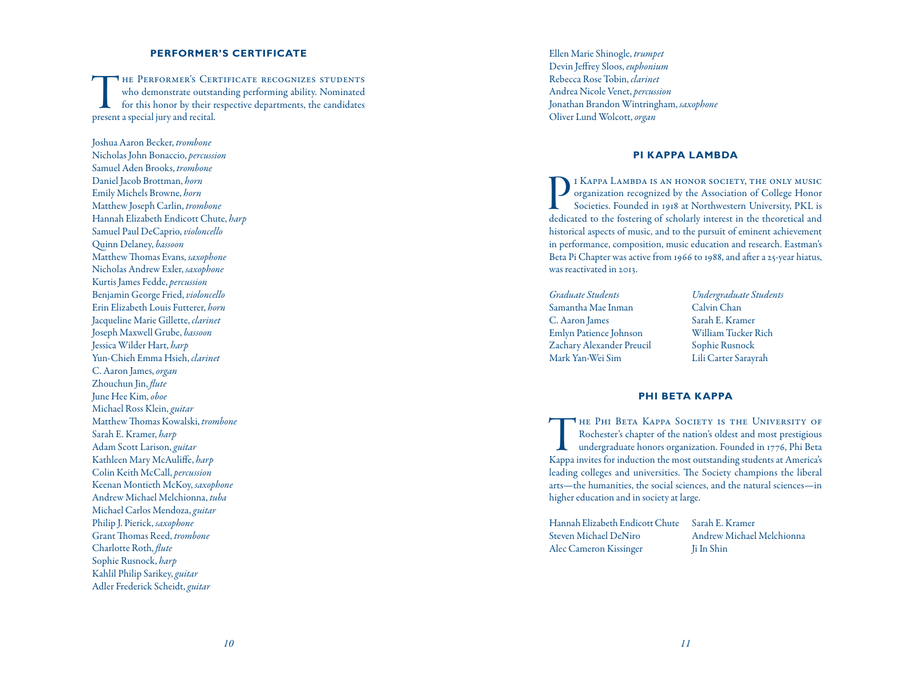## PERFORMER'S CERTIFICATE

The Performer's Certificate recognizes students who demonstrate outstanding performing ability. Nominated for this honor by their respective departments, the candidates present a special jury and recital.

Joshua Aaron Becker, *trombone*
Nicholas John Bonaccio, *percussion*
Samuel Aden Brooks, *trombone*
Daniel Jacob Brottman, *horn*
Emily Michels Browne, *horn*
Matthew Joseph Carlin, *trombone*
Hannah Elizabeth Endicott Chute, *harp*
Samuel Paul DeCaprio, *violoncello*
Quinn Delaney, *bassoon*
Matthew Thomas Evans, *saxophone*
Nicholas Andrew Exler, *saxophone*
Kurtis James Fedde, *percussion*
Benjamin George Fried, *violoncello*
Erin Elizabeth Louis Futterer, *horn*
Jacqueline Marie Gillette, *clarinet*
Joseph Maxwell Grube, *bassoon*
Jessica Wilder Hart, *harp*
Yun-Chieh Emma Hsieh, *clarinet*
C. Aaron James, *organ*
Zhouchun Jin, *flute*
June Hee Kim, *oboe*
Michael Ross Klein, *guitar*
Matthew Thomas Kowalski, *trombone*
Sarah E. Kramer, *harp*
Adam Scott Larison, *guitar*
Kathleen Mary McAuliffe, *harp*
Colin Keith McCall, *percussion*
Keenan Montieth McKoy, *saxophone*
Andrew Michael Melchionna, *tuba*
Michael Carlos Mendoza, *guitar*
Philip J. Pierick, *saxophone*
Grant Thomas Reed, *trombone*
Charlotte Roth, *flute*
Sophie Rusnock, *harp*
Kahlil Philip Sarikey, *guitar*
Adler Frederick Scheidt, *guitar*
Ellen Marie Shinogle, *trumpet*
Devin Jeffrey Sloos, *euphonium*
Rebecca Rose Tobin, *clarinet*
Andrea Nicole Venet, *percussion*
Jonathan Brandon Wintringham, *saxophone*
Oliver Lund Wolcott, *organ*

## PI KAPPA LAMBDA

Pi Kappa Lambda is an honor society, the only music organization recognized by the Association of College Honor Societies. Founded in 1918 at Northwestern University, PKL is dedicated to the fostering of scholarly interest in the theoretical and historical aspects of music, and to the pursuit of eminent achievement in performance, composition, music education and research. Eastman's Beta Pi Chapter was active from 1966 to 1988, and after a 25-year hiatus, was reactivated in 2013.

*Graduate Students*
Samantha Mae Inman
C. Aaron James
Emlyn Patience Johnson
Zachary Alexander Preucil
Mark Yan-Wei Sim

*Undergraduate Students*
Calvin Chan
Sarah E. Kramer
William Tucker Rich
Sophie Rusnock
Lili Carter Sarayrah

## PHI BETA KAPPA

The Phi Beta Kappa Society is the University of Rochester's chapter of the nation's oldest and most prestigious undergraduate honors organization. Founded in 1776, Phi Beta Kappa invites for induction the most outstanding students at America's leading colleges and universities. The Society champions the liberal arts—the humanities, the social sciences, and the natural sciences—in higher education and in society at large.

Hannah Elizabeth Endicott Chute
Steven Michael DeNiro
Alec Cameron Kissinger
Sarah E. Kramer
Andrew Michael Melchionna
Ji In Shin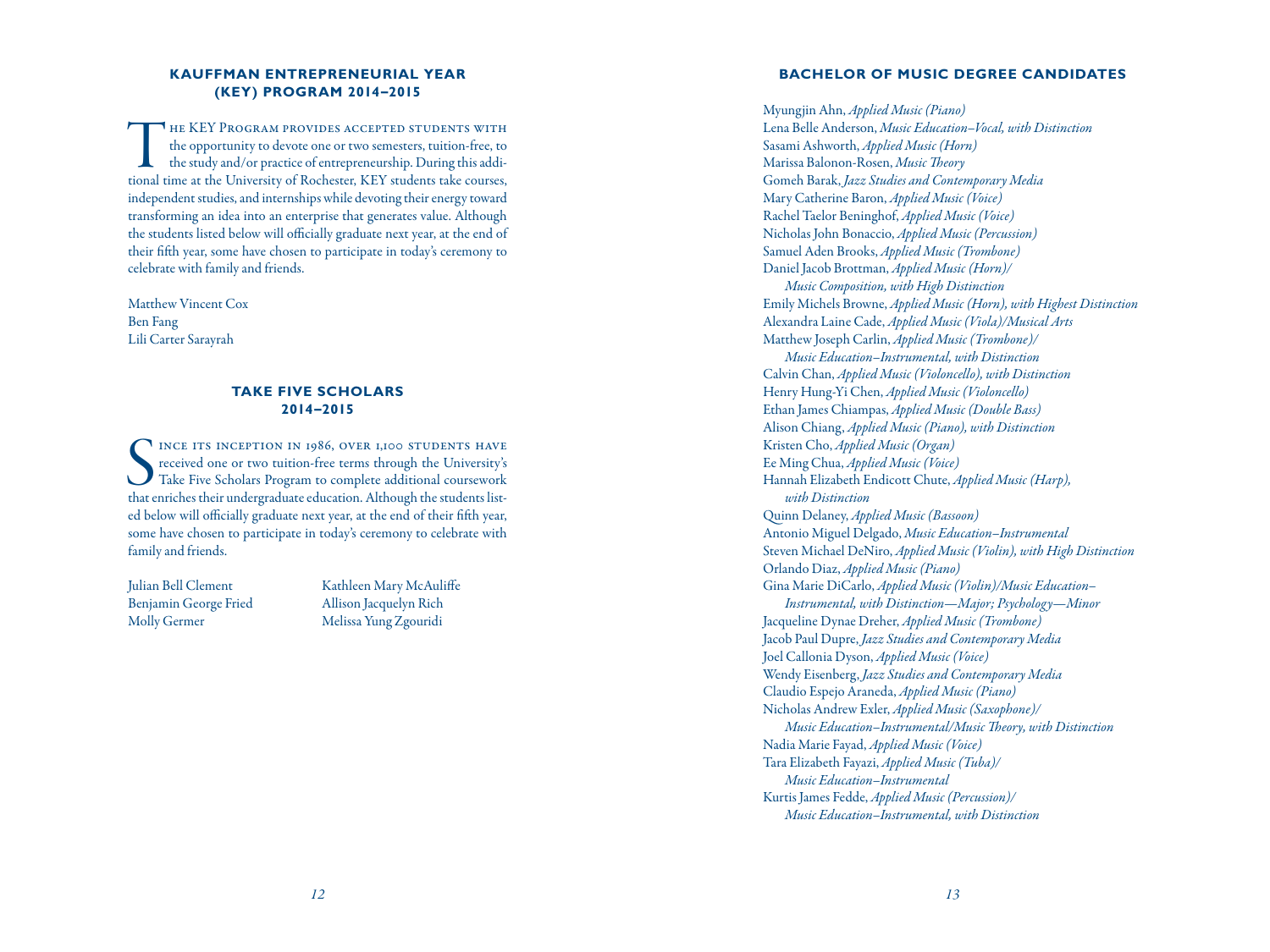## KAUFFMAN ENTREPRENEURIAL YEAR (KEY) PROGRAM 2014–2015

The KEY Program provides accepted students with the opportunity to devote one or two semesters, tuition-free, to the study and/or practice of entrepreneurship. During this additional time at the University of Rochester, KEY students take courses, independent studies, and internships while devoting their energy toward transforming an idea into an enterprise that generates value. Although the students listed below will officially graduate next year, at the end of their fifth year, some have chosen to participate in today's ceremony to celebrate with family and friends.

Matthew Vincent Cox
Ben Fang
Lili Carter Sarayrah

## TAKE FIVE SCHOLARS 2014–2015

Since its inception in 1986, over 1,100 students have received one or two tuition-free terms through the University's Take Five Scholars Program to complete additional coursework that enriches their undergraduate education. Although the students listed below will officially graduate next year, at the end of their fifth year, some have chosen to participate in today's ceremony to celebrate with family and friends.

Julian Bell Clement
Benjamin George Fried
Molly Germer
Kathleen Mary McAuliffe
Allison Jacquelyn Rich
Melissa Yung Zgouridi

## BACHELOR OF MUSIC DEGREE CANDIDATES

Myungjin Ahn, *Applied Music (Piano)*
Lena Belle Anderson, *Music Education–Vocal, with Distinction*
Sasami Ashworth, *Applied Music (Horn)*
Marissa Balonon-Rosen, *Music Theory*
Gomeh Barak, *Jazz Studies and Contemporary Media*
Mary Catherine Baron, *Applied Music (Voice)*
Rachel Taelor Beninghof, *Applied Music (Voice)*
Nicholas John Bonaccio, *Applied Music (Percussion)*
Samuel Aden Brooks, *Applied Music (Trombone)*
Daniel Jacob Brottman, *Applied Music (Horn)/Music Composition, with High Distinction*
Emily Michels Browne, *Applied Music (Horn), with Highest Distinction*
Alexandra Laine Cade, *Applied Music (Viola)/Musical Arts*
Matthew Joseph Carlin, *Applied Music (Trombone)/Music Education–Instrumental, with Distinction*
Calvin Chan, *Applied Music (Violoncello), with Distinction*
Henry Hung-Yi Chen, *Applied Music (Violoncello)*
Ethan James Chiampas, *Applied Music (Double Bass)*
Alison Chiang, *Applied Music (Piano), with Distinction*
Kristen Cho, *Applied Music (Organ)*
Ee Ming Chua, *Applied Music (Voice)*
Hannah Elizabeth Endicott Chute, *Applied Music (Harp), with Distinction*
Quinn Delaney, *Applied Music (Bassoon)*
Antonio Miguel Delgado, *Music Education–Instrumental*
Steven Michael DeNiro, *Applied Music (Violin), with High Distinction*
Orlando Diaz, *Applied Music (Piano)*
Gina Marie DiCarlo, *Applied Music (Violin)/Music Education–Instrumental, with Distinction—Major; Psychology—Minor*
Jacqueline Dynae Dreher, *Applied Music (Trombone)*
Jacob Paul Dupre, *Jazz Studies and Contemporary Media*
Joel Callonia Dyson, *Applied Music (Voice)*
Wendy Eisenberg, *Jazz Studies and Contemporary Media*
Claudio Espejo Araneda, *Applied Music (Piano)*
Nicholas Andrew Exler, *Applied Music (Saxophone)/Music Education–Instrumental/Music Theory, with Distinction*
Nadia Marie Fayad, *Applied Music (Voice)*
Tara Elizabeth Fayazi, *Applied Music (Tuba)/Music Education–Instrumental*
Kurtis James Fedde, *Applied Music (Percussion)/Music Education–Instrumental, with Distinction*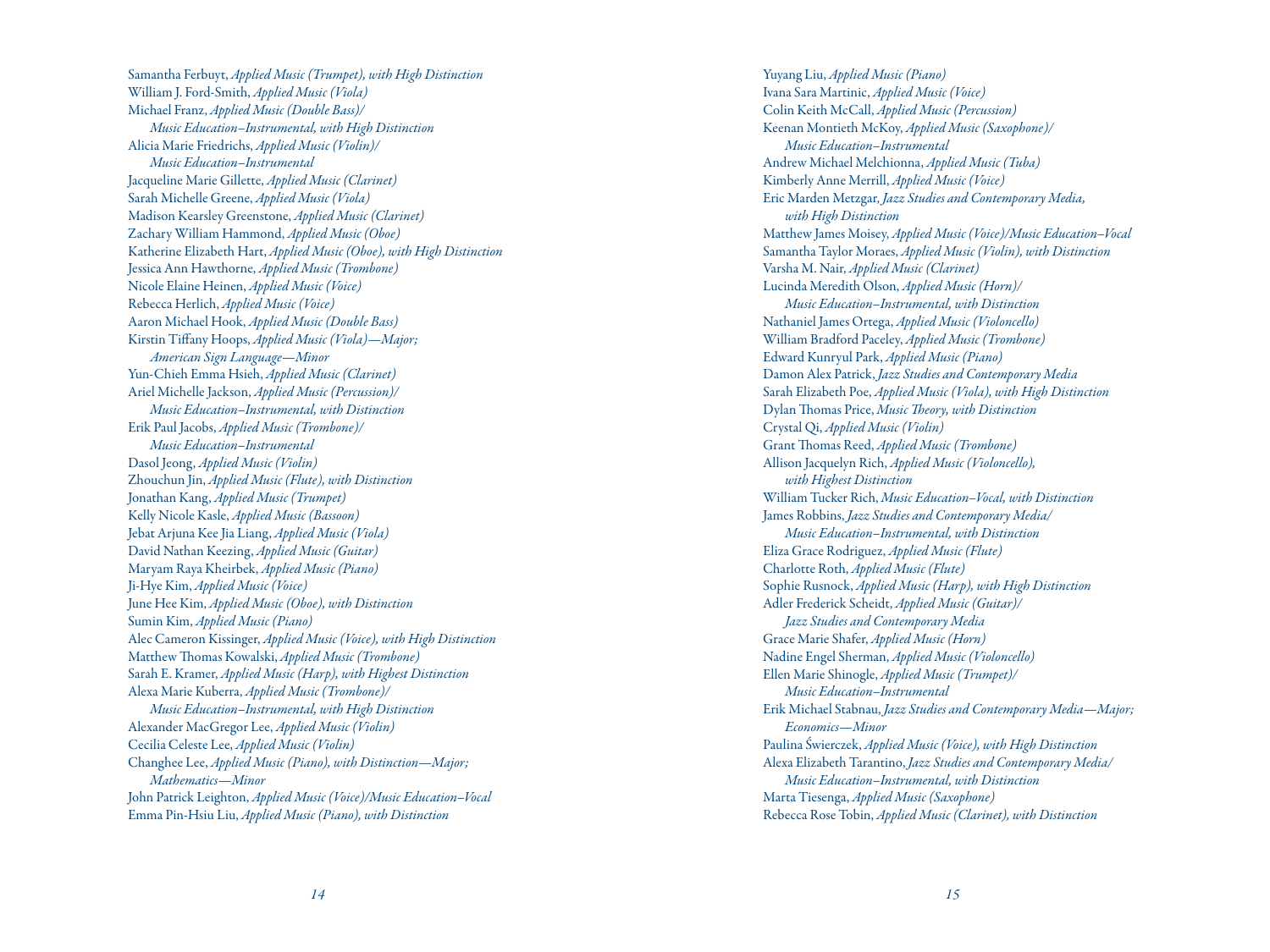Samantha Ferbuyt, *Applied Music (Trumpet), with High Distinction*
William J. Ford-Smith, *Applied Music (Viola)*
Michael Franz, *Applied Music (Double Bass)/ Music Education–Instrumental, with High Distinction*
Alicia Marie Friedrichs, *Applied Music (Violin)/ Music Education–Instrumental*
Jacqueline Marie Gillette, *Applied Music (Clarinet)*
Sarah Michelle Greene, *Applied Music (Viola)*
Madison Kearsley Greenstone, *Applied Music (Clarinet)*
Zachary William Hammond, *Applied Music (Oboe)*
Katherine Elizabeth Hart, *Applied Music (Oboe), with High Distinction*
Jessica Ann Hawthorne, *Applied Music (Trombone)*
Nicole Elaine Heinen, *Applied Music (Voice)*
Rebecca Herlich, *Applied Music (Voice)*
Aaron Michael Hook, *Applied Music (Double Bass)*
Kirstin Tiffany Hoops, *Applied Music (Viola)—Major; American Sign Language—Minor*
Yun-Chieh Emma Hsieh, *Applied Music (Clarinet)*
Ariel Michelle Jackson, *Applied Music (Percussion)/ Music Education–Instrumental, with Distinction*
Erik Paul Jacobs, *Applied Music (Trombone)/ Music Education–Instrumental*
Dasol Jeong, *Applied Music (Violin)*
Zhouchun Jin, *Applied Music (Flute), with Distinction*
Jonathan Kang, *Applied Music (Trumpet)*
Kelly Nicole Kasle, *Applied Music (Bassoon)*
Jebat Arjuna Kee Jia Liang, *Applied Music (Viola)*
David Nathan Keezing, *Applied Music (Guitar)*
Maryam Raya Kheirbek, *Applied Music (Piano)*
Ji-Hye Kim, *Applied Music (Voice)*
June Hee Kim, *Applied Music (Oboe), with Distinction*
Sumin Kim, *Applied Music (Piano)*
Alec Cameron Kissinger, *Applied Music (Voice), with High Distinction*
Matthew Thomas Kowalski, *Applied Music (Trombone)*
Sarah E. Kramer, *Applied Music (Harp), with Highest Distinction*
Alexa Marie Kuberra, *Applied Music (Trombone)/ Music Education–Instrumental, with High Distinction*
Alexander MacGregor Lee, *Applied Music (Violin)*
Cecilia Celeste Lee, *Applied Music (Violin)*
Changhee Lee, *Applied Music (Piano), with Distinction—Major; Mathematics—Minor*
John Patrick Leighton, *Applied Music (Voice)/Music Education–Vocal*
Emma Pin-Hsiu Liu, *Applied Music (Piano), with Distinction*
Yuyang Liu, *Applied Music (Piano)*
Ivana Sara Martinic, *Applied Music (Voice)*
Colin Keith McCall, *Applied Music (Percussion)*
Keenan Montieth McKoy, *Applied Music (Saxophone)/ Music Education–Instrumental*
Andrew Michael Melchionna, *Applied Music (Tuba)*
Kimberly Anne Merrill, *Applied Music (Voice)*
Eric Marden Metzgar, *Jazz Studies and Contemporary Media, with High Distinction*
Matthew James Moisey, *Applied Music (Voice)/Music Education–Vocal*
Samantha Taylor Moraes, *Applied Music (Violin), with Distinction*
Varsha M. Nair, *Applied Music (Clarinet)*
Lucinda Meredith Olson, *Applied Music (Horn)/ Music Education–Instrumental, with Distinction*
Nathaniel James Ortega, *Applied Music (Violoncello)*
William Bradford Paceley, *Applied Music (Trombone)*
Edward Kunryul Park, *Applied Music (Piano)*
Damon Alex Patrick, *Jazz Studies and Contemporary Media*
Sarah Elizabeth Poe, *Applied Music (Viola), with High Distinction*
Dylan Thomas Price, *Music Theory, with Distinction*
Crystal Qi, *Applied Music (Violin)*
Grant Thomas Reed, *Applied Music (Trombone)*
Allison Jacquelyn Rich, *Applied Music (Violoncello), with Highest Distinction*
William Tucker Rich, *Music Education–Vocal, with Distinction*
James Robbins, *Jazz Studies and Contemporary Media/ Music Education–Instrumental, with Distinction*
Eliza Grace Rodriguez, *Applied Music (Flute)*
Charlotte Roth, *Applied Music (Flute)*
Sophie Rusnock, *Applied Music (Harp), with High Distinction*
Adler Frederick Scheidt, *Applied Music (Guitar)/ Jazz Studies and Contemporary Media*
Grace Marie Shafer, *Applied Music (Horn)*
Nadine Engel Sherman, *Applied Music (Violoncello)*
Ellen Marie Shinogle, *Applied Music (Trumpet)/ Music Education–Instrumental*
Erik Michael Stabnau, *Jazz Studies and Contemporary Media—Major; Economics—Minor*
Paulina Świerczek, *Applied Music (Voice), with High Distinction*
Alexa Elizabeth Tarantino, *Jazz Studies and Contemporary Media/ Music Education–Instrumental, with Distinction*
Marta Tiesenga, *Applied Music (Saxophone)*
Rebecca Rose Tobin, *Applied Music (Clarinet), with Distinction*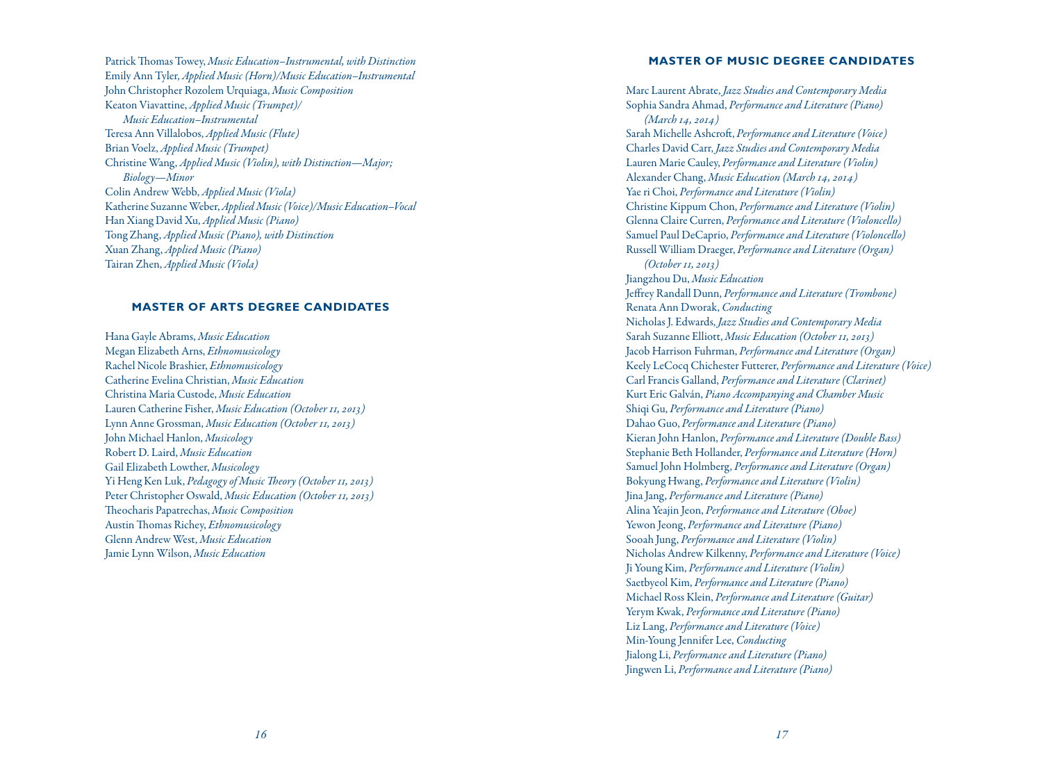Patrick Thomas Towey, *Music Education–Instrumental, with Distinction*
Emily Ann Tyler, *Applied Music (Horn)/Music Education–Instrumental*
John Christopher Rozolem Urquiaga, *Music Composition*
Keaton Viavattine, *Applied Music (Trumpet)/ Music Education–Instrumental*
Teresa Ann Villalobos, *Applied Music (Flute)*
Brian Voelz, *Applied Music (Trumpet)*
Christine Wang, *Applied Music (Violin), with Distinction—Major; Biology—Minor*
Colin Andrew Webb, *Applied Music (Viola)*
Katherine Suzanne Weber, *Applied Music (Voice)/Music Education–Vocal*
Han Xiang David Xu, *Applied Music (Piano)*
Tong Zhang, *Applied Music (Piano), with Distinction*
Xuan Zhang, *Applied Music (Piano)*
Tairan Zhen, *Applied Music (Viola)*

## MASTER OF ARTS DEGREE CANDIDATES

Hana Gayle Abrams, *Music Education*
Megan Elizabeth Arns, *Ethnomusicology*
Rachel Nicole Brashier, *Ethnomusicology*
Catherine Evelina Christian, *Music Education*
Christina Maria Custode, *Music Education*
Lauren Catherine Fisher, *Music Education (October 11, 2013)*
Lynn Anne Grossman, *Music Education (October 11, 2013)*
John Michael Hanlon, *Musicology*
Robert D. Laird, *Music Education*
Gail Elizabeth Lowther, *Musicology*
Yi Heng Ken Luk, *Pedagogy of Music Theory (October 11, 2013)*
Peter Christopher Oswald, *Music Education (October 11, 2013)*
Theocharis Papatrechas, *Music Composition*
Austin Thomas Richey, *Ethnomusicology*
Glenn Andrew West, *Music Education*
Jamie Lynn Wilson, *Music Education*

## MASTER OF MUSIC DEGREE CANDIDATES

Marc Laurent Abrate, *Jazz Studies and Contemporary Media*
Sophia Sandra Ahmad, *Performance and Literature (Piano) (March 14, 2014)*
Sarah Michelle Ashcroft, *Performance and Literature (Voice)*
Charles David Carr, *Jazz Studies and Contemporary Media*
Lauren Marie Cauley, *Performance and Literature (Violin)*
Alexander Chang, *Music Education (March 14, 2014)*
Yae ri Choi, *Performance and Literature (Violin)*
Christine Kippum Chon, *Performance and Literature (Violin)*
Glenna Claire Curren, *Performance and Literature (Violoncello)*
Samuel Paul DeCaprio, *Performance and Literature (Violoncello)*
Russell William Draeger, *Performance and Literature (Organ) (October 11, 2013)*
Jiangzhou Du, *Music Education*
Jeffrey Randall Dunn, *Performance and Literature (Trombone)*
Renata Ann Dworak, *Conducting*
Nicholas J. Edwards, *Jazz Studies and Contemporary Media*
Sarah Suzanne Elliott, *Music Education (October 11, 2013)*
Jacob Harrison Fuhrman, *Performance and Literature (Organ)*
Keely LeCocq Chichester Futterer, *Performance and Literature (Voice)*
Carl Francis Galland, *Performance and Literature (Clarinet)*
Kurt Eric Galván, *Piano Accompanying and Chamber Music*
Shiqi Gu, *Performance and Literature (Piano)*
Dahao Guo, *Performance and Literature (Piano)*
Kieran John Hanlon, *Performance and Literature (Double Bass)*
Stephanie Beth Hollander, *Performance and Literature (Horn)*
Samuel John Holmberg, *Performance and Literature (Organ)*
Bokyung Hwang, *Performance and Literature (Violin)*
Jina Jang, *Performance and Literature (Piano)*
Alina Yeajin Jeon, *Performance and Literature (Oboe)*
Yewon Jeong, *Performance and Literature (Piano)*
Sooah Jung, *Performance and Literature (Violin)*
Nicholas Andrew Kilkenny, *Performance and Literature (Voice)*
Ji Young Kim, *Performance and Literature (Violin)*
Saetbyeol Kim, *Performance and Literature (Piano)*
Michael Ross Klein, *Performance and Literature (Guitar)*
Yerym Kwak, *Performance and Literature (Piano)*
Liz Lang, *Performance and Literature (Voice)*
Min-Young Jennifer Lee, *Conducting*
Jialong Li, *Performance and Literature (Piano)*
Jingwen Li, *Performance and Literature (Piano)*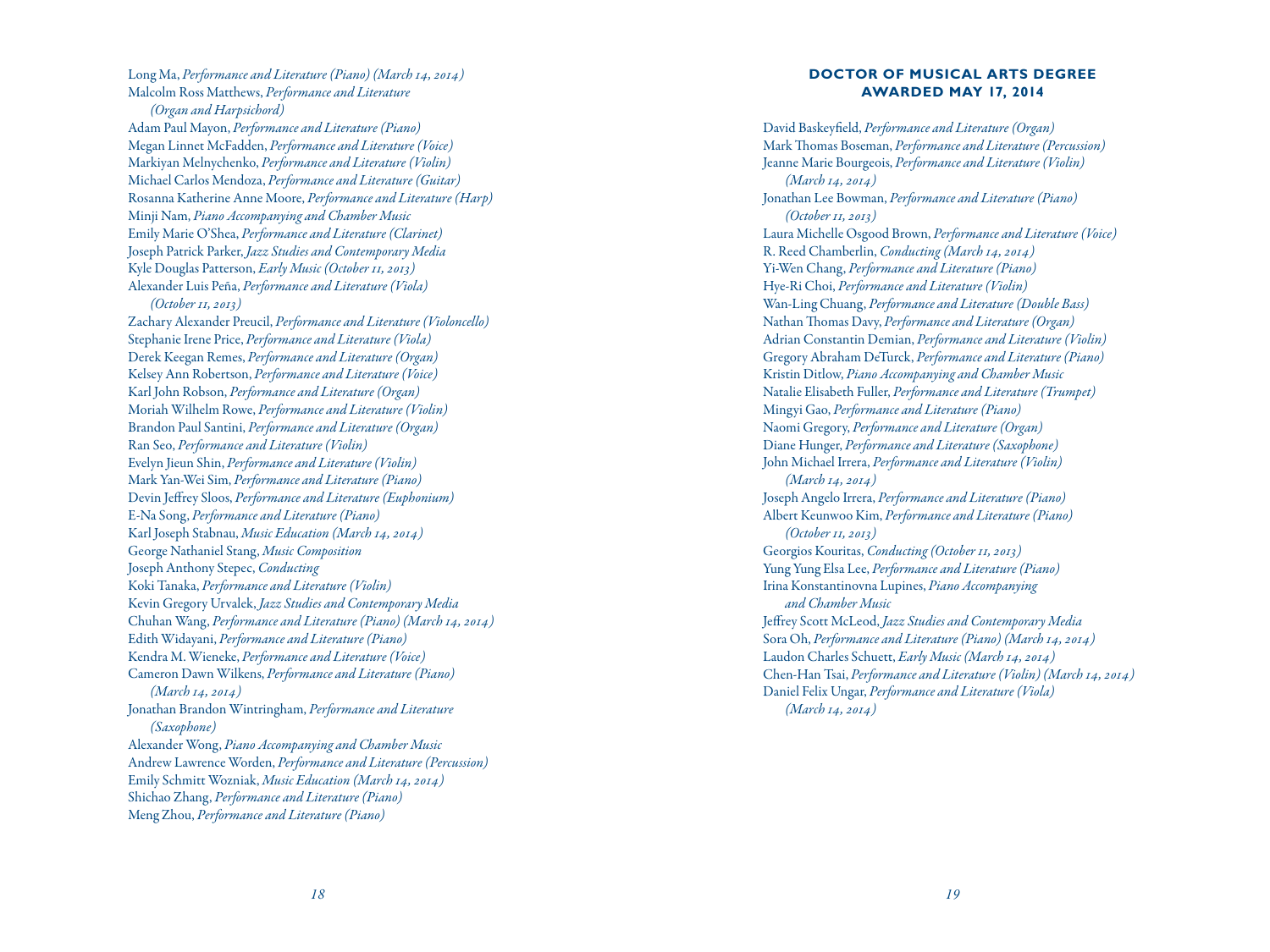Long Ma, *Performance and Literature (Piano) (March 14, 2014)*
Malcolm Ross Matthews, *Performance and Literature (Organ and Harpsichord)*
Adam Paul Mayon, *Performance and Literature (Piano)*
Megan Linnet McFadden, *Performance and Literature (Voice)*
Markiyan Melnychenko, *Performance and Literature (Violin)*
Michael Carlos Mendoza, *Performance and Literature (Guitar)*
Rosanna Katherine Anne Moore, *Performance and Literature (Harp)*
Minji Nam, *Piano Accompanying and Chamber Music*
Emily Marie O'Shea, *Performance and Literature (Clarinet)*
Joseph Patrick Parker, *Jazz Studies and Contemporary Media*
Kyle Douglas Patterson, *Early Music (October 11, 2013)*
Alexander Luis Peña, *Performance and Literature (Viola) (October 11, 2013)*
Zachary Alexander Preucil, *Performance and Literature (Violoncello)*
Stephanie Irene Price, *Performance and Literature (Viola)*
Derek Keegan Remes, *Performance and Literature (Organ)*
Kelsey Ann Robertson, *Performance and Literature (Voice)*
Karl John Robson, *Performance and Literature (Organ)*
Moriah Wilhelm Rowe, *Performance and Literature (Violin)*
Brandon Paul Santini, *Performance and Literature (Organ)*
Ran Seo, *Performance and Literature (Violin)*
Evelyn Jieun Shin, *Performance and Literature (Violin)*
Mark Yan-Wei Sim, *Performance and Literature (Piano)*
Devin Jeffrey Sloos, *Performance and Literature (Euphonium)*
E-Na Song, *Performance and Literature (Piano)*
Karl Joseph Stabnau, *Music Education (March 14, 2014)*
George Nathaniel Stang, *Music Composition*
Joseph Anthony Stepec, *Conducting*
Koki Tanaka, *Performance and Literature (Violin)*
Kevin Gregory Urvalek, *Jazz Studies and Contemporary Media*
Chuhan Wang, *Performance and Literature (Piano) (March 14, 2014)*
Edith Widayani, *Performance and Literature (Piano)*
Kendra M. Wieneke, *Performance and Literature (Voice)*
Cameron Dawn Wilkens, *Performance and Literature (Piano) (March 14, 2014)*
Jonathan Brandon Wintringham, *Performance and Literature (Saxophone)*
Alexander Wong, *Piano Accompanying and Chamber Music*
Andrew Lawrence Worden, *Performance and Literature (Percussion)*
Emily Schmitt Wozniak, *Music Education (March 14, 2014)*
Shichao Zhang, *Performance and Literature (Piano)*
Meng Zhou, *Performance and Literature (Piano)*

## DOCTOR OF MUSICAL ARTS DEGREE AWARDED MAY 17, 2014

David Baskeyfield, *Performance and Literature (Organ)*
Mark Thomas Boseman, *Performance and Literature (Percussion)*
Jeanne Marie Bourgeois, *Performance and Literature (Violin) (March 14, 2014)*
Jonathan Lee Bowman, *Performance and Literature (Piano) (October 11, 2013)*
Laura Michelle Osgood Brown, *Performance and Literature (Voice)*
R. Reed Chamberlin, *Conducting (March 14, 2014)*
Yi-Wen Chang, *Performance and Literature (Piano)*
Hye-Ri Choi, *Performance and Literature (Violin)*
Wan-Ling Chuang, *Performance and Literature (Double Bass)*
Nathan Thomas Davy, *Performance and Literature (Organ)*
Adrian Constantin Demian, *Performance and Literature (Violin)*
Gregory Abraham DeTurck, *Performance and Literature (Piano)*
Kristin Ditlow, *Piano Accompanying and Chamber Music*
Natalie Elisabeth Fuller, *Performance and Literature (Trumpet)*
Mingyi Gao, *Performance and Literature (Piano)*
Naomi Gregory, *Performance and Literature (Organ)*
Diane Hunger, *Performance and Literature (Saxophone)*
John Michael Irrera, *Performance and Literature (Violin) (March 14, 2014)*
Joseph Angelo Irrera, *Performance and Literature (Piano)*
Albert Keunwoo Kim, *Performance and Literature (Piano) (October 11, 2013)*
Georgios Kouritas, *Conducting (October 11, 2013)*
Yung Yung Elsa Lee, *Performance and Literature (Piano)*
Irina Konstantinovna Lupines, *Piano Accompanying and Chamber Music*
Jeffrey Scott McLeod, *Jazz Studies and Contemporary Media*
Sora Oh, *Performance and Literature (Piano) (March 14, 2014)*
Laudon Charles Schuett, *Early Music (March 14, 2014)*
Chen-Han Tsai, *Performance and Literature (Violin) (March 14, 2014)*
Daniel Felix Ungar, *Performance and Literature (Viola) (March 14, 2014)*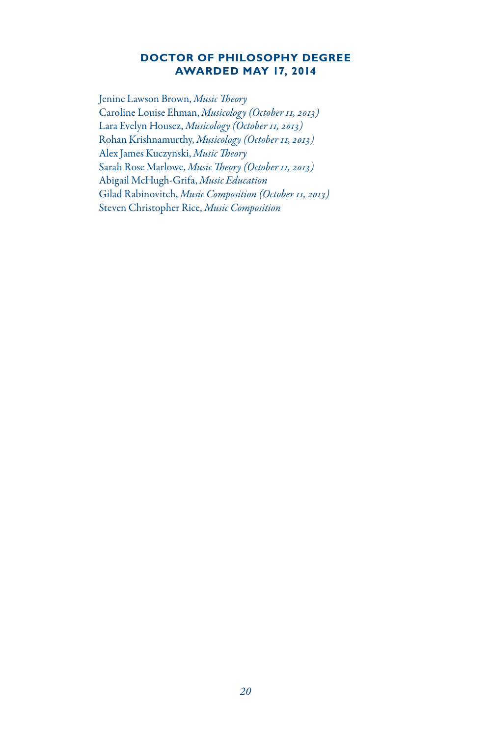## DOCTOR OF PHILOSOPHY DEGREE AWARDED MAY 17, 2014

Jenine Lawson Brown, *Music Theory*
Caroline Louise Ehman, *Musicology (October 11, 2013)*
Lara Evelyn Housez, *Musicology (October 11, 2013)*
Rohan Krishnamurthy, *Musicology (October 11, 2013)*
Alex James Kuczynski, *Music Theory*
Sarah Rose Marlowe, *Music Theory (October 11, 2013)*
Abigail McHugh-Grifa, *Music Education*
Gilad Rabinovitch, *Music Composition (October 11, 2013)*
Steven Christopher Rice, *Music Composition*